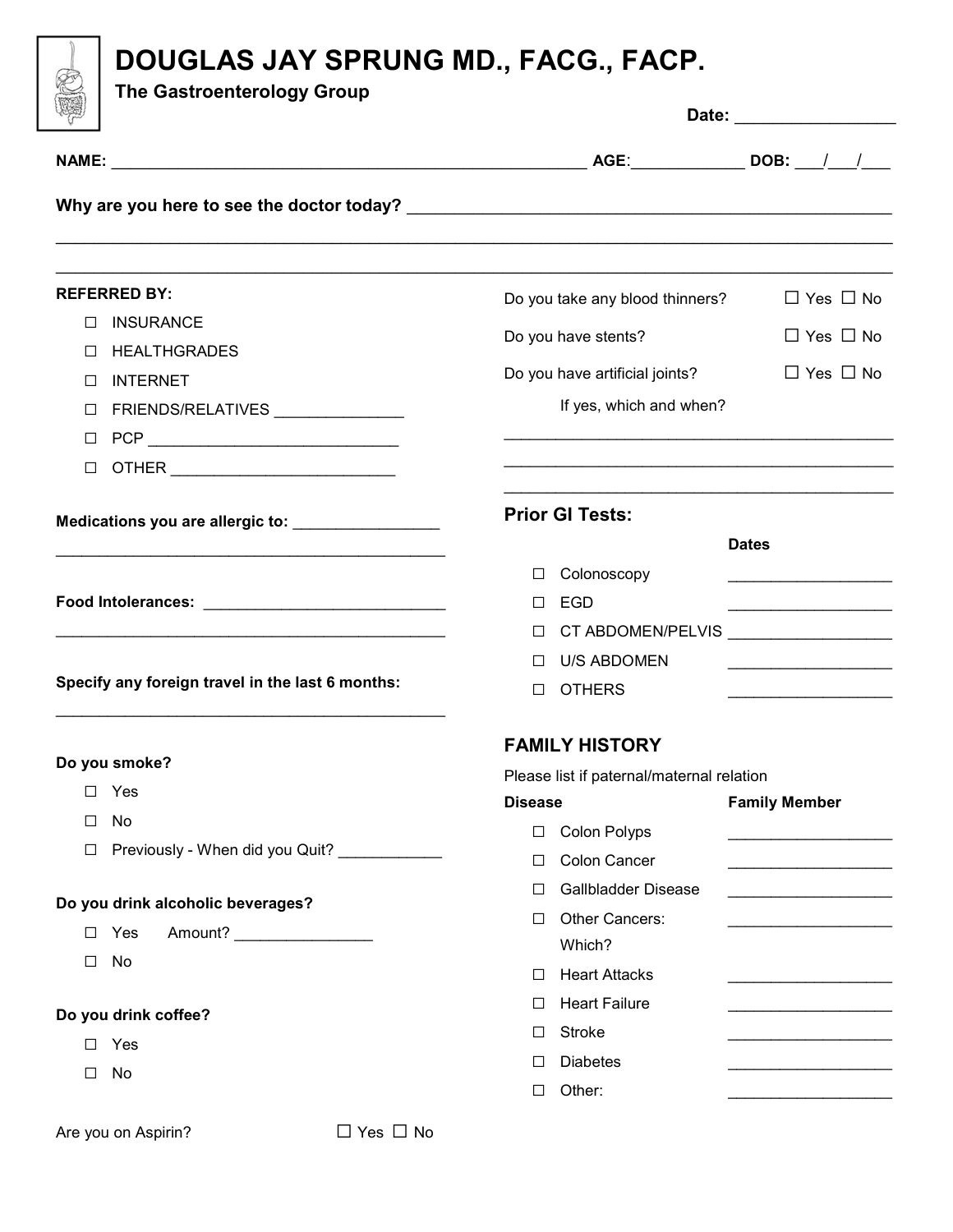# DOUGLAS JAY SPRUNG MD., FACG., FACP.

**The Gastroenterology Group**

**Date:** _________________

**NAME:** _______________________________________________________ **AGE**:_____________ **DOB:** ___/___/___

**Why are you here to see the doctor today?** ______________________________________________________

_______________________________________________________________________________________________

_______________________________________________________________________________________________

**REFERRED BY:**

- ☐ INSURANCE
- ☐ HEALTHGRADES
- ☐ INTERNET
- ☐ FRIENDS/RELATIVES _______________
- ☐ PCP ____________________________
- ☐ OTHER __________________________

**Medications you are allergic to:** _________________

_______________________________________________

**Food Intolerances:** ____________________________

_______________________________________________

**Specify any foreign travel in the last 6 months:**

_______________________________________________

**Do you smoke?**

- ☐ Yes
- ☐ No
- ☐ Previously - When did you Quit? ____________

**Do you drink alcoholic beverages?**

- ☐ Yes Amount? ________________
- ☐ No

**Do you drink coffee?**

- ☐ Yes
- ☐ No

Are you on Aspirin? ☐ Yes ☐ No

Do you take any blood thinners? ☐ Yes ☐ No

Do you have stents? ☐ Yes ☐ No

Do you have artificial joints? ☐ Yes ☐ No

If yes, which and when?

_______________________________________________

_______________________________________________

_______________________________________________

## Prior GI Tests:

| | Dates |
|---|---|
| ☐ Colonoscopy | ___________________ |
| ☐ EGD | ___________________ |
| ☐ CT ABDOMEN/PELVIS | ___________________ |
| ☐ U/S ABDOMEN | ___________________ |
| ☐ OTHERS | ___________________ |

## FAMILY HISTORY

Please list if paternal/maternal relation

| **Disease** | **Family Member** |
|---|---|
| ☐ Colon Polyps | ___________________ |
| ☐ Colon Cancer | ___________________ |
| ☐ Gallbladder Disease | ___________________ |
| ☐ Other Cancers: Which? | ___________________ |
| ☐ Heart Attacks | ___________________ |
| ☐ Heart Failure | ___________________ |
| ☐ Stroke | ___________________ |
| ☐ Diabetes | ___________________ |
| ☐ Other: | ___________________ |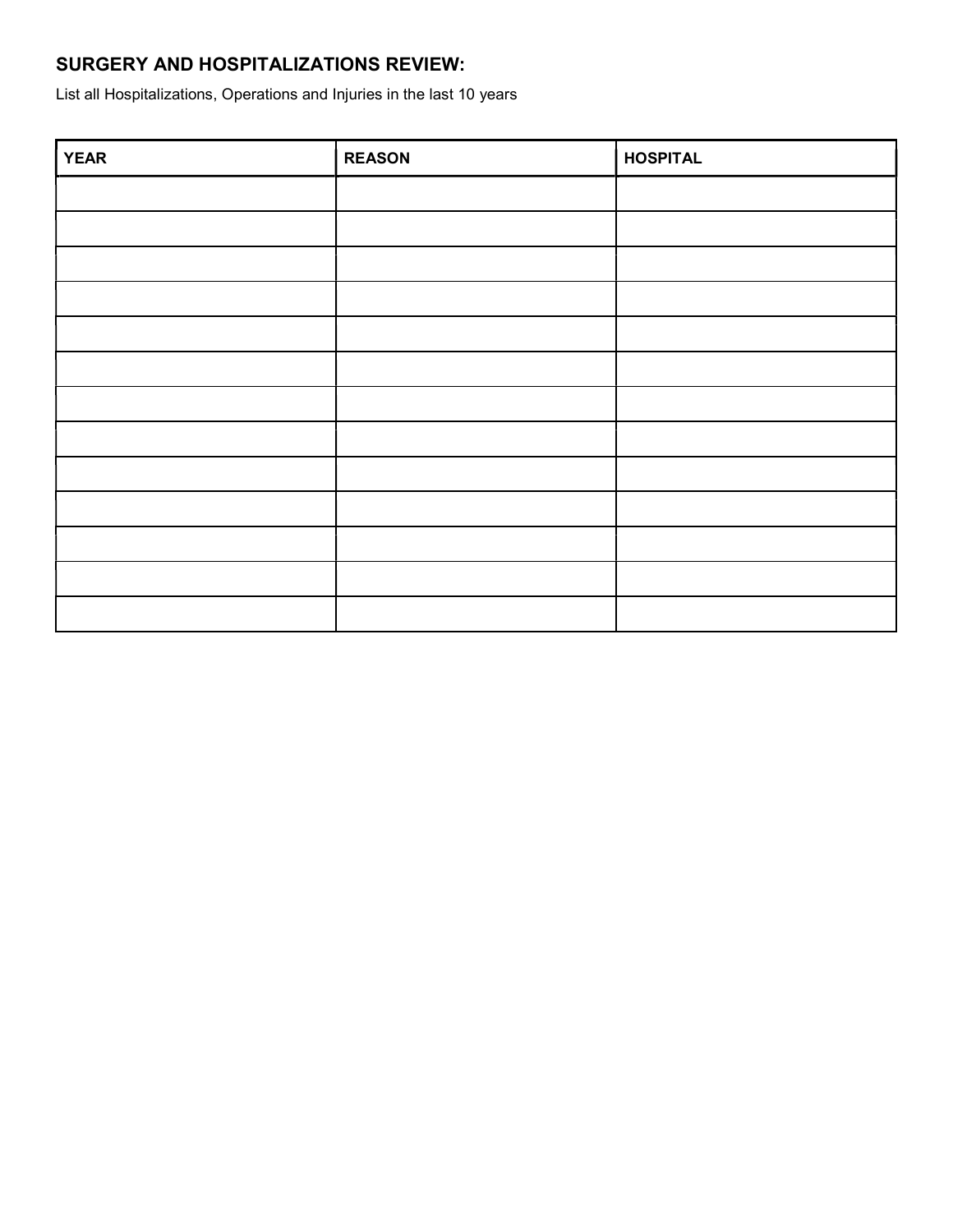## SURGERY AND HOSPITALIZATIONS REVIEW:

List all Hospitalizations, Operations and Injuries in the last 10 years

| YEAR | REASON | HOSPITAL |
|---|---|---|
| | | |
| | | |
| | | |
| | | |
| | | |
| | | |
| | | |
| | | |
| | | |
| | | |
| | | |
| | | |
| | | |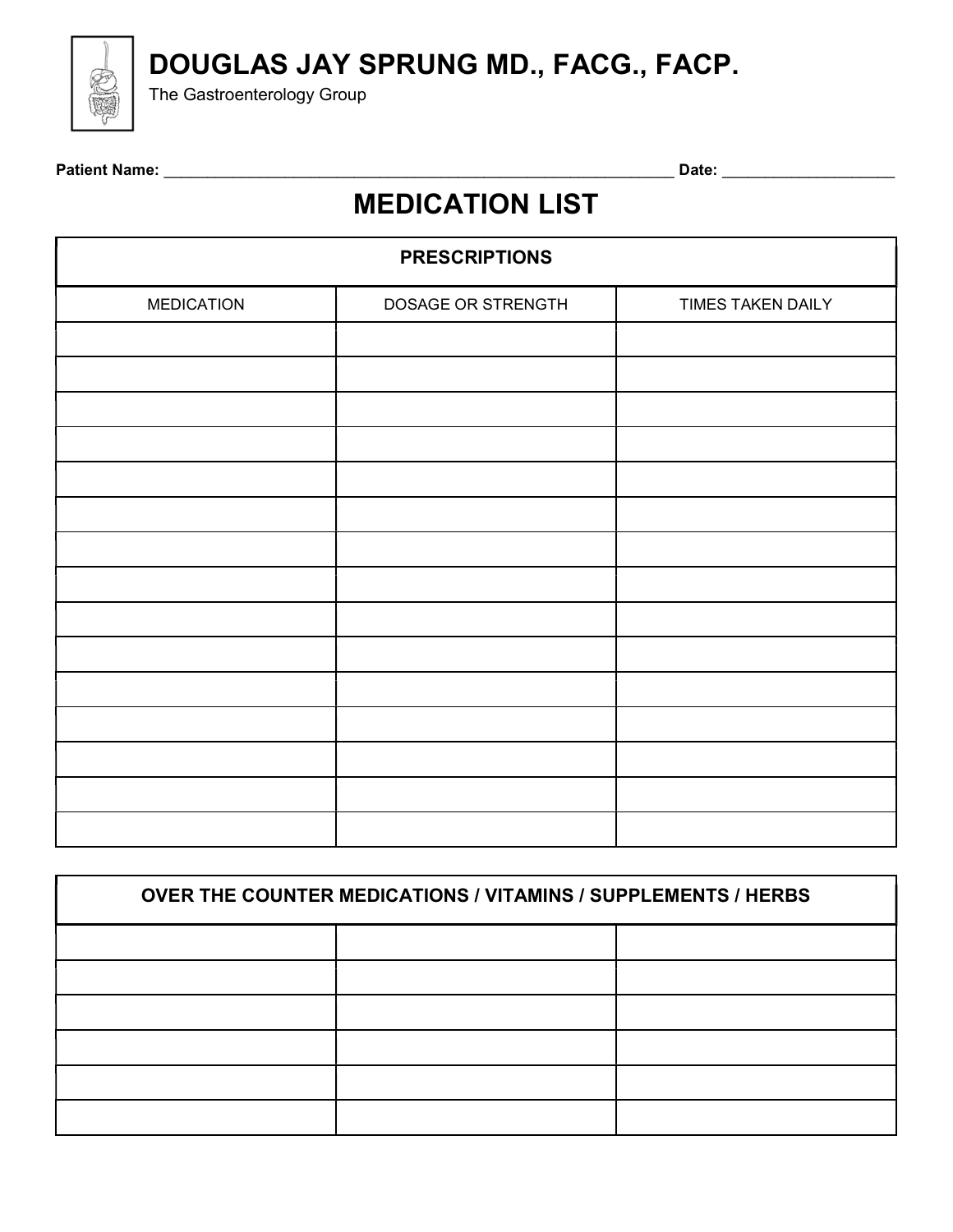# DOUGLAS JAY SPRUNG MD., FACG., FACP.

The Gastroenterology Group

**Patient Name:** ______________________________________________ **Date:** ____________________

## MEDICATION LIST

| PRESCRIPTIONS | | |
|---|---|---|
| MEDICATION | DOSAGE OR STRENGTH | TIMES TAKEN DAILY |
| | | |
| | | |
| | | |
| | | |
| | | |
| | | |
| | | |
| | | |
| | | |
| | | |
| | | |
| | | |
| | | |
| | | |
| | | |

| OVER THE COUNTER MEDICATIONS / VITAMINS / SUPPLEMENTS / HERBS | | |
|---|---|---|
| | | |
| | | |
| | | |
| | | |
| | | |
| | | |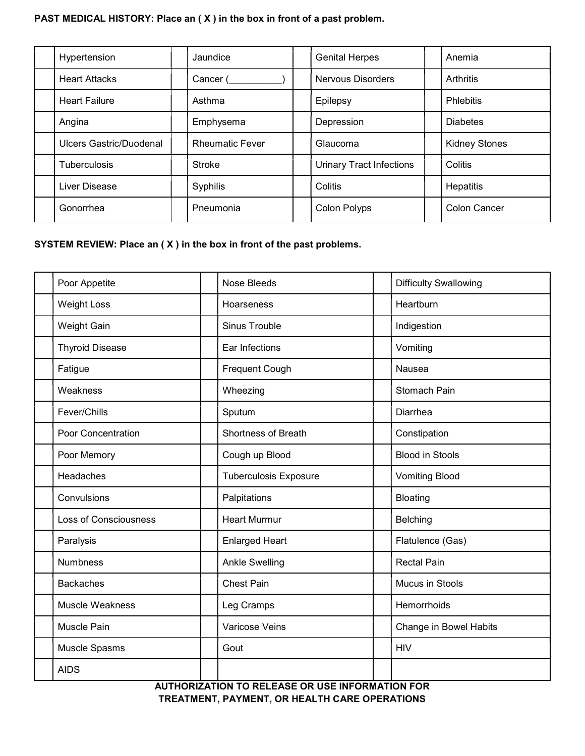**PAST MEDICAL HISTORY: Place an ( X ) in the box in front of a past problem.**

| | | | | | | | |
|---|---|---|---|---|---|---|---|
| | Hypertension | | Jaundice | | Genital Herpes | | Anemia |
| | Heart Attacks | | Cancer (__________) | | Nervous Disorders | | Arthritis |
| | Heart Failure | | Asthma | | Epilepsy | | Phlebitis |
| | Angina | | Emphysema | | Depression | | Diabetes |
| | Ulcers Gastric/Duodenal | | Rheumatic Fever | | Glaucoma | | Kidney Stones |
| | Tuberculosis | | Stroke | | Urinary Tract Infections | | Colitis |
| | Liver Disease | | Syphilis | | Colitis | | Hepatitis |
| | Gonorrhea | | Pneumonia | | Colon Polyps | | Colon Cancer |

**SYSTEM REVIEW: Place an ( X ) in the box in front of the past problems.**

| | | | | | |
|---|---|---|---|---|---|
| | Poor Appetite | | Nose Bleeds | | Difficulty Swallowing |
| | Weight Loss | | Hoarseness | | Heartburn |
| | Weight Gain | | Sinus Trouble | | Indigestion |
| | Thyroid Disease | | Ear Infections | | Vomiting |
| | Fatigue | | Frequent Cough | | Nausea |
| | Weakness | | Wheezing | | Stomach Pain |
| | Fever/Chills | | Sputum | | Diarrhea |
| | Poor Concentration | | Shortness of Breath | | Constipation |
| | Poor Memory | | Cough up Blood | | Blood in Stools |
| | Headaches | | Tuberculosis Exposure | | Vomiting Blood |
| | Convulsions | | Palpitations | | Bloating |
| | Loss of Consciousness | | Heart Murmur | | Belching |
| | Paralysis | | Enlarged Heart | | Flatulence (Gas) |
| | Numbness | | Ankle Swelling | | Rectal Pain |
| | Backaches | | Chest Pain | | Mucus in Stools |
| | Muscle Weakness | | Leg Cramps | | Hemorrhoids |
| | Muscle Pain | | Varicose Veins | | Change in Bowel Habits |
| | Muscle Spasms | | Gout | | HIV |
| | AIDS | | | | |

**AUTHORIZATION TO RELEASE OR USE INFORMATION FOR TREATMENT, PAYMENT, OR HEALTH CARE OPERATIONS**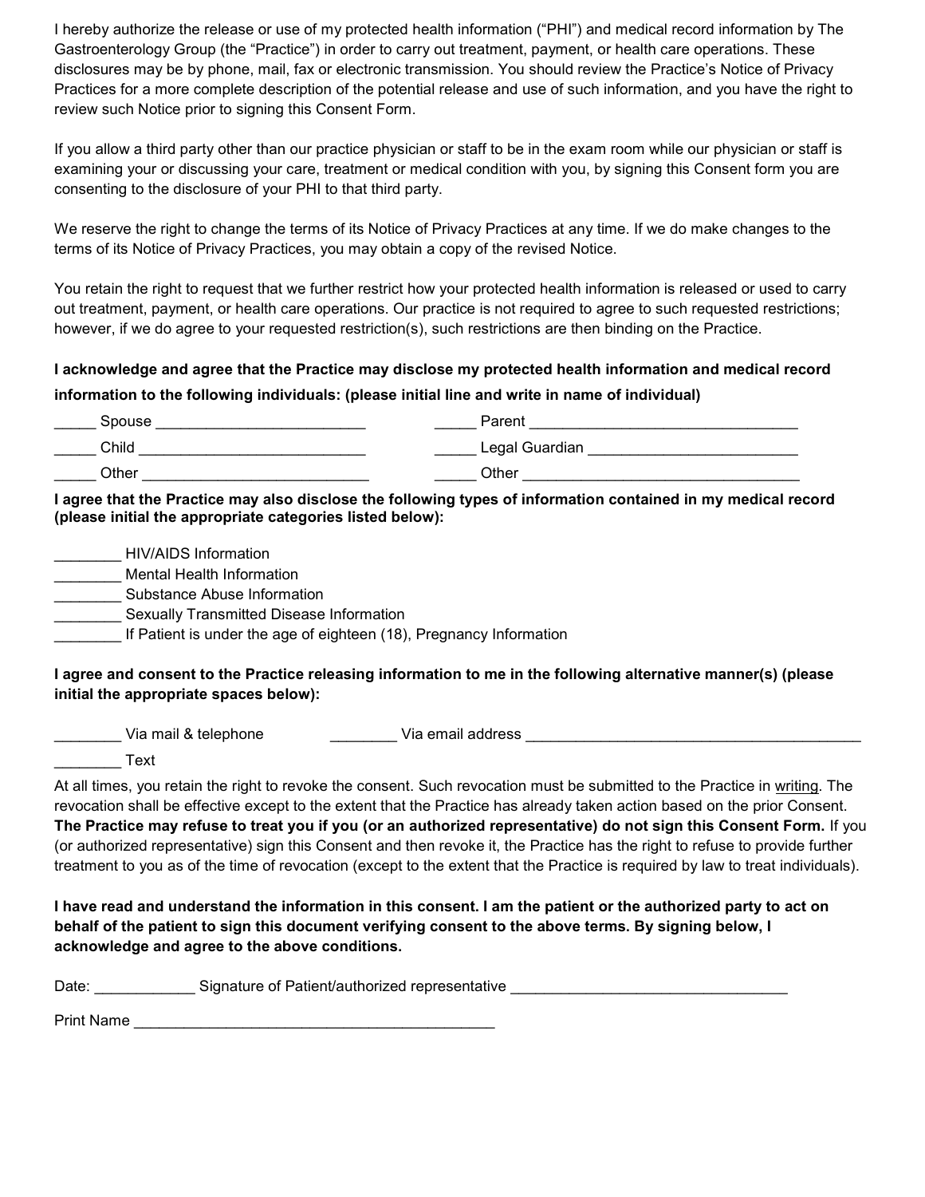I hereby authorize the release or use of my protected health information ("PHI") and medical record information by The Gastroenterology Group (the "Practice") in order to carry out treatment, payment, or health care operations. These disclosures may be by phone, mail, fax or electronic transmission. You should review the Practice's Notice of Privacy Practices for a more complete description of the potential release and use of such information, and you have the right to review such Notice prior to signing this Consent Form.

If you allow a third party other than our practice physician or staff to be in the exam room while our physician or staff is examining your or discussing your care, treatment or medical condition with you, by signing this Consent form you are consenting to the disclosure of your PHI to that third party.

We reserve the right to change the terms of its Notice of Privacy Practices at any time. If we do make changes to the terms of its Notice of Privacy Practices, you may obtain a copy of the revised Notice.

You retain the right to request that we further restrict how your protected health information is released or used to carry out treatment, payment, or health care operations. Our practice is not required to agree to such requested restrictions; however, if we do agree to your requested restriction(s), such restrictions are then binding on the Practice.

**I acknowledge and agree that the Practice may disclose my protected health information and medical record information to the following individuals: (please initial line and write in name of individual)**

_____ Spouse _________________________     _____ Parent _________________________________

_____ Child ___________________________     _____ Legal Guardian _________________________

_____ Other ___________________________     _____ Other __________________________________

**I agree that the Practice may also disclose the following types of information contained in my medical record (please initial the appropriate categories listed below):**

________ HIV/AIDS Information
________ Mental Health Information
________ Substance Abuse Information
________ Sexually Transmitted Disease Information
________ If Patient is under the age of eighteen (18), Pregnancy Information

**I agree and consent to the Practice releasing information to me in the following alternative manner(s) (please initial the appropriate spaces below):**

________ Via mail & telephone     ________ Via email address __________________________________________

________ Text

At all times, you retain the right to revoke the consent. Such revocation must be submitted to the Practice in writing. The revocation shall be effective except to the extent that the Practice has already taken action based on the prior Consent. **The Practice may refuse to treat you if you (or an authorized representative) do not sign this Consent Form.** If you (or authorized representative) sign this Consent and then revoke it, the Practice has the right to refuse to provide further treatment to you as of the time of revocation (except to the extent that the Practice is required by law to treat individuals).

**I have read and understand the information in this consent. I am the patient or the authorized party to act on behalf of the patient to sign this document verifying consent to the above terms. By signing below, I acknowledge and agree to the above conditions.**

Date: ____________ Signature of Patient/authorized representative _________________________________

Print Name ____________________________________________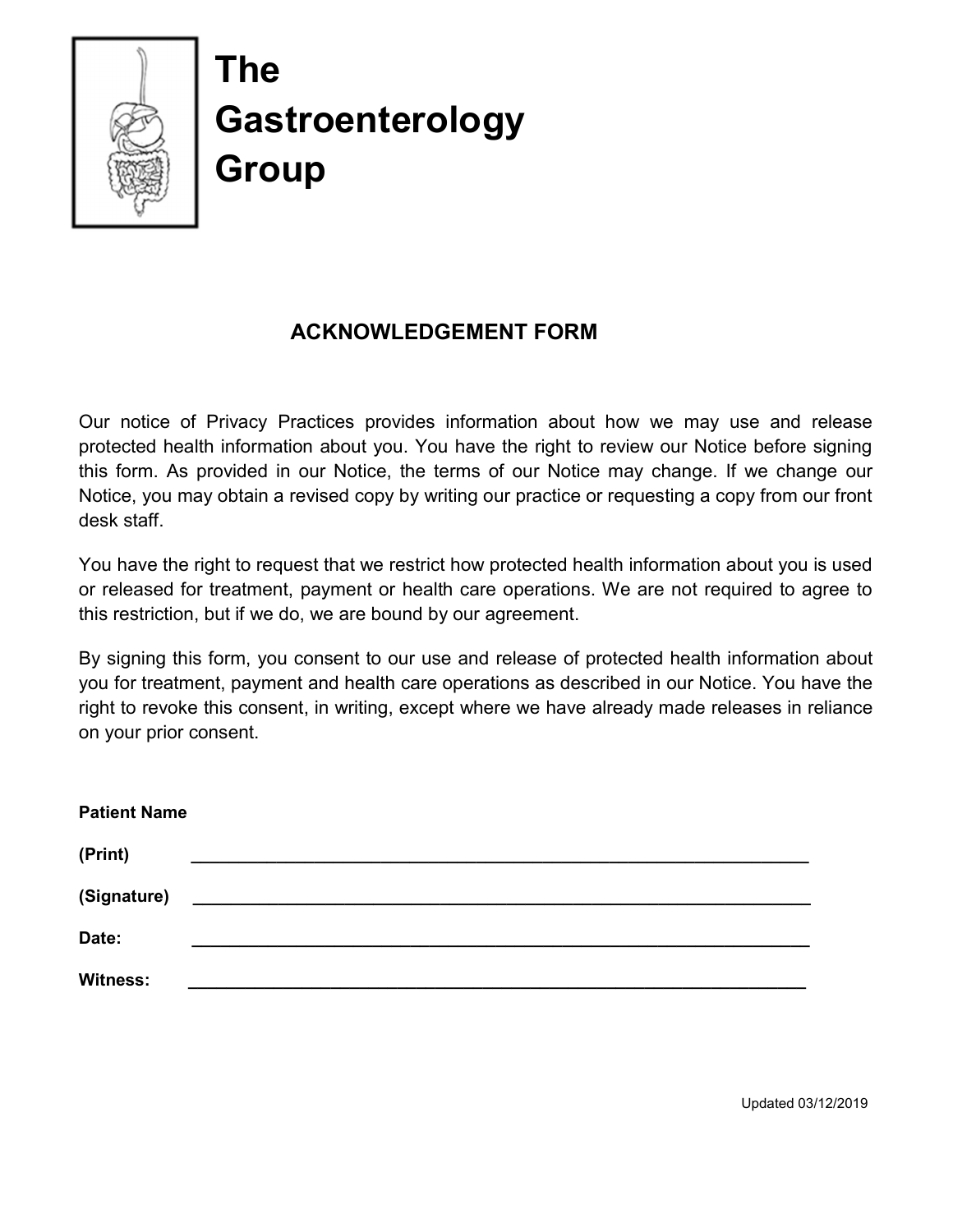# The Gastroenterology Group

## ACKNOWLEDGEMENT FORM

Our notice of Privacy Practices provides information about how we may use and release protected health information about you. You have the right to review our Notice before signing this form. As provided in our Notice, the terms of our Notice may change. If we change our Notice, you may obtain a revised copy by writing our practice or requesting a copy from our front desk staff.

You have the right to request that we restrict how protected health information about you is used or released for treatment, payment or health care operations. We are not required to agree to this restriction, but if we do, we are bound by our agreement.

By signing this form, you consent to our use and release of protected health information about you for treatment, payment and health care operations as described in our Notice. You have the right to revoke this consent, in writing, except where we have already made releases in reliance on your prior consent.

**Patient Name**

**(Print)** _______________________________________________

**(Signature)** _______________________________________________

**Date:** _______________________________________________

**Witness:** _______________________________________________

Updated 03/12/2019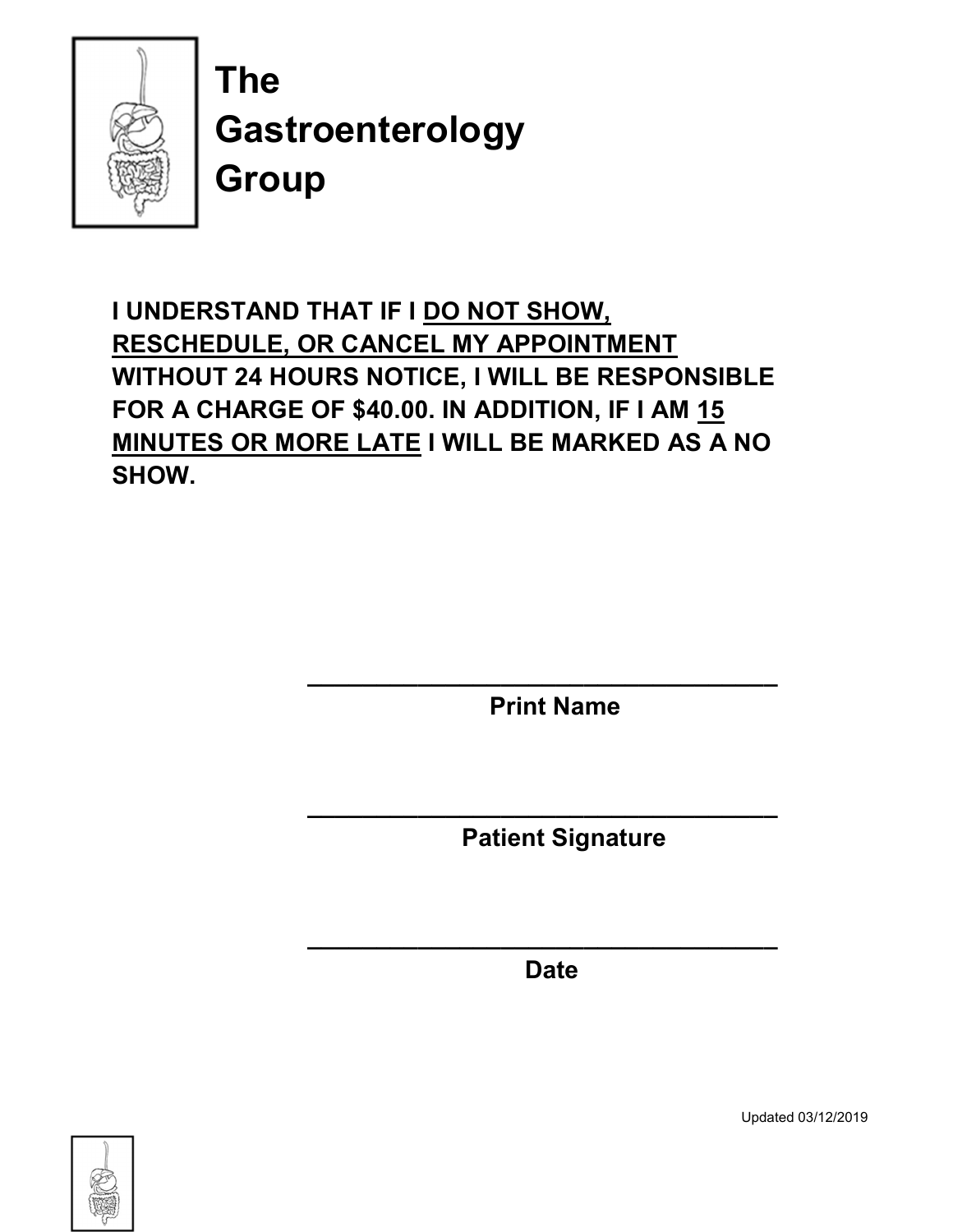# The Gastroenterology Group

**I UNDERSTAND THAT IF I <u>DO NOT SHOW, RESCHEDULE, OR CANCEL MY APPOINTMENT</u> WITHOUT 24 HOURS NOTICE, I WILL BE RESPONSIBLE FOR A CHARGE OF $40.00. IN ADDITION, IF I AM <u>15 MINUTES OR MORE LATE</u> I WILL BE MARKED AS A NO SHOW.**

\_\_\_\_\_\_\_\_\_\_\_\_\_\_\_\_\_\_\_\_\_\_\_\_\_\_\_\_\_\_\_\_\_\_\_\_

**Print Name**

\_\_\_\_\_\_\_\_\_\_\_\_\_\_\_\_\_\_\_\_\_\_\_\_\_\_\_\_\_\_\_\_\_\_\_\_

**Patient Signature**

\_\_\_\_\_\_\_\_\_\_\_\_\_\_\_\_\_\_\_\_\_\_\_\_\_\_\_\_\_\_\_\_\_\_\_\_

**Date**

Updated 03/12/2019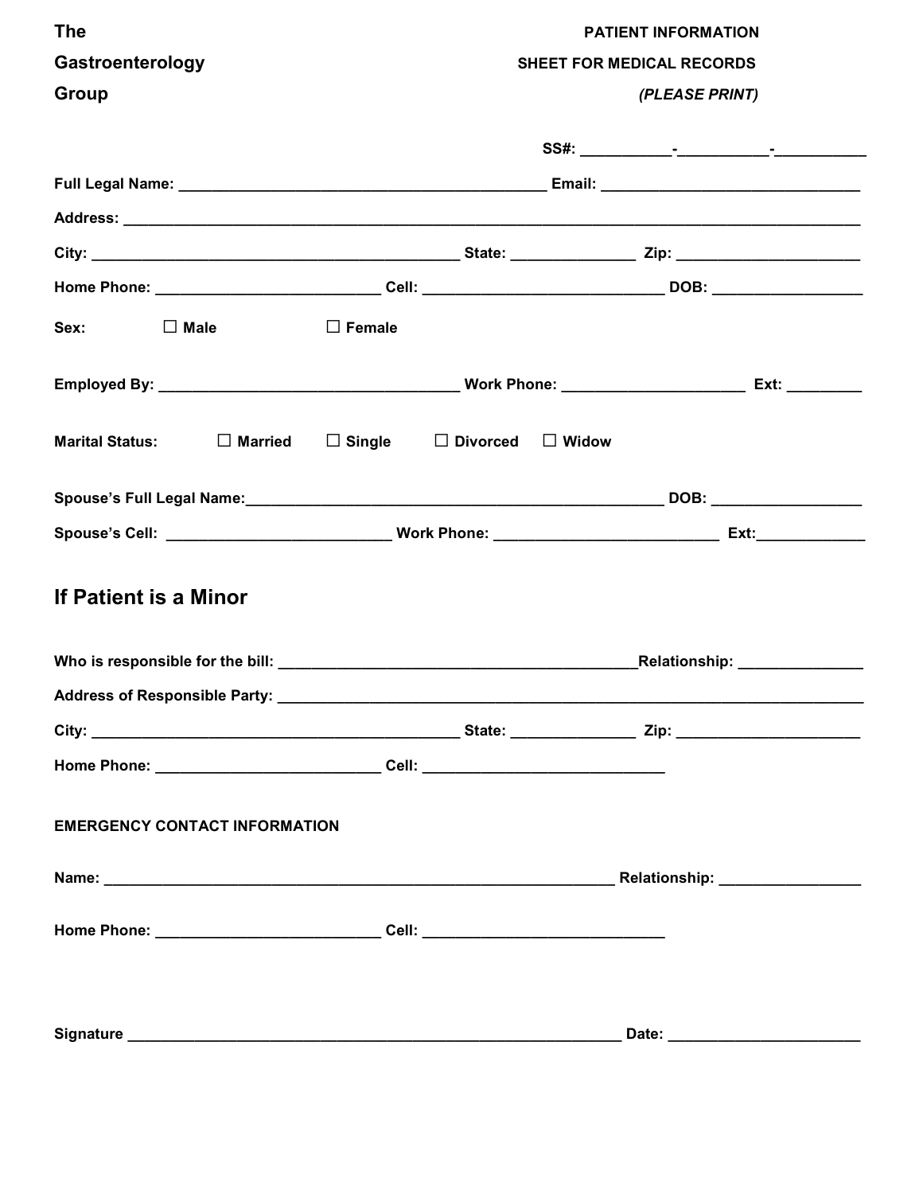**The Gastroenterology Group**

**PATIENT INFORMATION SHEET FOR MEDICAL RECORDS**

***(PLEASE PRINT)***

**SS#:** ___________-___________-___________

**Full Legal Name:** ____________________________________________ **Email:** ______________________________

**Address:** ________________________________________________________________________________________

**City:** ____________________________________________ **State:** _______________ **Zip:** _____________________

**Home Phone:** ___________________________ **Cell:** _____________________________ **DOB:** __________________

**Sex:** ☐ **Male** ☐ **Female**

**Employed By:** ____________________________________ **Work Phone:** _____________________ **Ext:** _________

**Marital Status:** ☐ **Married** ☐ **Single** ☐ **Divorced** ☐ **Widow**

**Spouse's Full Legal Name:**__________________________________________________ **DOB:** __________________

**Spouse's Cell:** ___________________________ **Work Phone:** ___________________________ **Ext:**_____________

## If Patient is a Minor

**Who is responsible for the bill:** __________________________________________**Relationship:** _______________

**Address of Responsible Party:** ______________________________________________________________________

**City:** ____________________________________________ **State:** _______________ **Zip:** _____________________

**Home Phone:** ___________________________ **Cell:** _____________________________

**EMERGENCY CONTACT INFORMATION**

**Name:** ______________________________________________________________ **Relationship:** _________________

**Home Phone:** ___________________________ **Cell:** _____________________________

**Signature** ____________________________________________________________ **Date:** _______________________